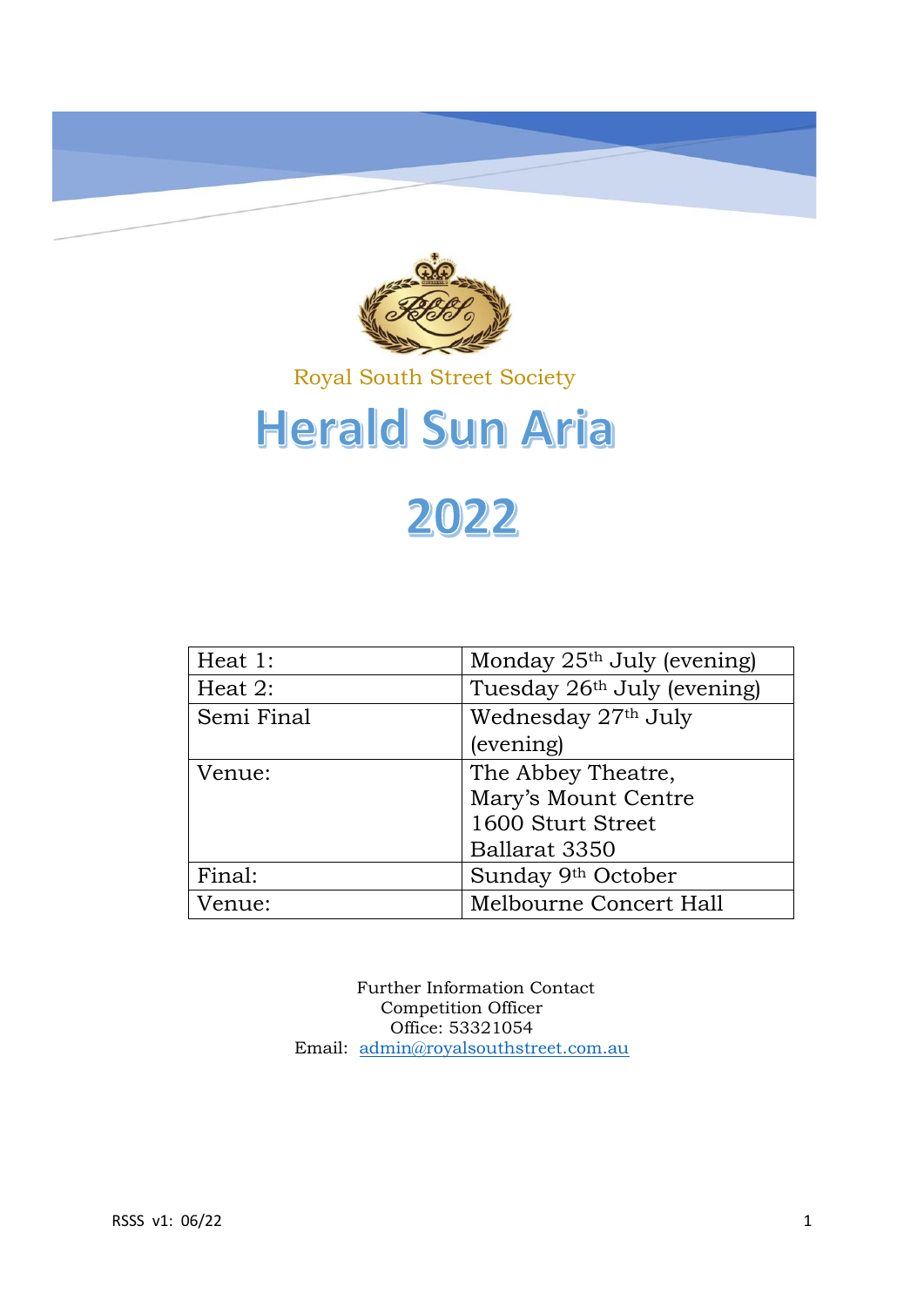Royal South Street Society

# Herald Sun Aria

# 2022

| Heat 1: | Monday 25th July (evening) |
|---|---|
| Heat 2: | Tuesday 26th July (evening) |
| Semi Final | Wednesday 27th July (evening) |
| Venue: | The Abbey Theatre, Mary's Mount Centre 1600 Sturt Street Ballarat 3350 |
| Final: | Sunday 9th October |
| Venue: | Melbourne Concert Hall |

Further Information Contact
Competition Officer
Office: 53321054
Email: admin@royalsouthstreet.com.au

RSSS v1: 06/22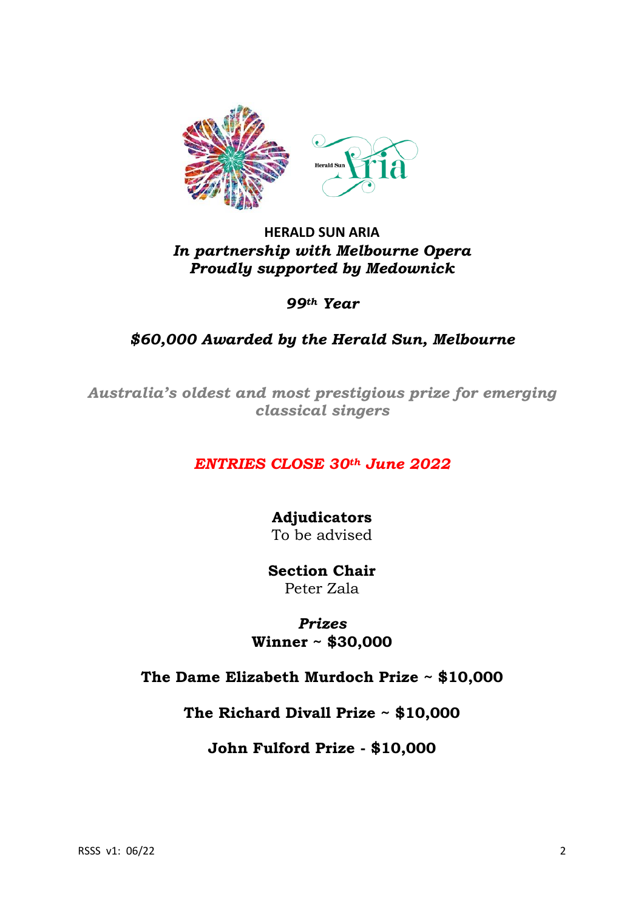## HERALD SUN ARIA

***In partnership with Melbourne Opera***
***Proudly supported by Medownick***

***99th Year***

***$60,000 Awarded by the Herald Sun, Melbourne***

***Australia's oldest and most prestigious prize for emerging classical singers***

***ENTRIES CLOSE 30th June 2022***

**Adjudicators**
To be advised

**Section Chair**
Peter Zala

***Prizes***
**Winner ~ $30,000**

**The Dame Elizabeth Murdoch Prize ~ $10,000**

**The Richard Divall Prize ~ $10,000**

**John Fulford Prize - $10,000**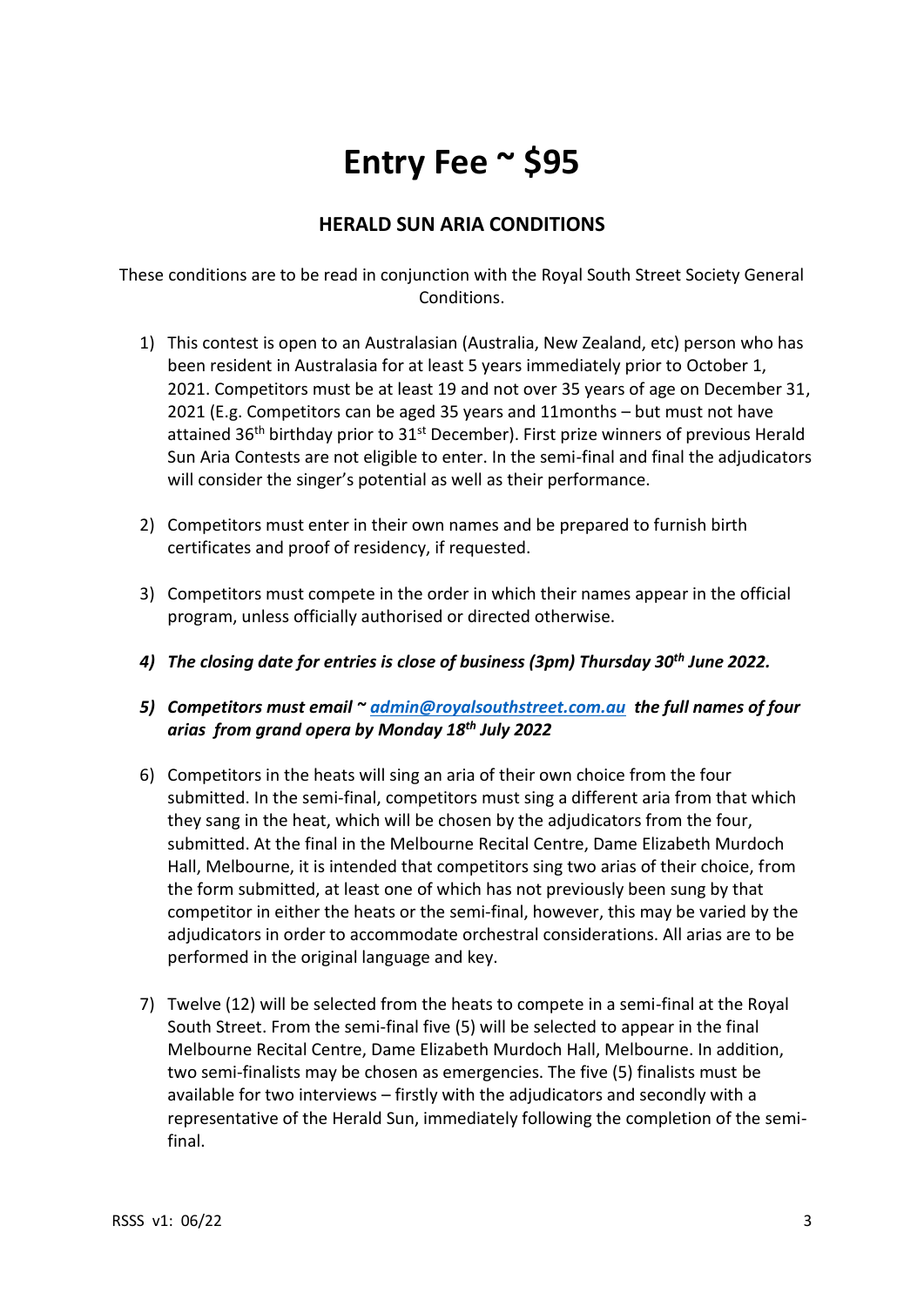# Entry Fee ~ $95

## HERALD SUN ARIA CONDITIONS

These conditions are to be read in conjunction with the Royal South Street Society General Conditions.

1) This contest is open to an Australasian (Australia, New Zealand, etc) person who has been resident in Australasia for at least 5 years immediately prior to October 1, 2021. Competitors must be at least 19 and not over 35 years of age on December 31, 2021 (E.g. Competitors can be aged 35 years and 11months – but must not have attained 36th birthday prior to 31st December). First prize winners of previous Herald Sun Aria Contests are not eligible to enter. In the semi-final and final the adjudicators will consider the singer's potential as well as their performance.

2) Competitors must enter in their own names and be prepared to furnish birth certificates and proof of residency, if requested.

3) Competitors must compete in the order in which their names appear in the official program, unless officially authorised or directed otherwise.

4) ***The closing date for entries is close of business (3pm) Thursday 30th June 2022.***

5) ***Competitors must email ~ [admin@royalsouthstreet.com.au](mailto:admin@royalsouthstreet.com.au) the full names of four arias from grand opera by Monday 18th July 2022***

6) Competitors in the heats will sing an aria of their own choice from the four submitted. In the semi-final, competitors must sing a different aria from that which they sang in the heat, which will be chosen by the adjudicators from the four, submitted. At the final in the Melbourne Recital Centre, Dame Elizabeth Murdoch Hall, Melbourne, it is intended that competitors sing two arias of their choice, from the form submitted, at least one of which has not previously been sung by that competitor in either the heats or the semi-final, however, this may be varied by the adjudicators in order to accommodate orchestral considerations. All arias are to be performed in the original language and key.

7) Twelve (12) will be selected from the heats to compete in a semi-final at the Royal South Street. From the semi-final five (5) will be selected to appear in the final Melbourne Recital Centre, Dame Elizabeth Murdoch Hall, Melbourne. In addition, two semi-finalists may be chosen as emergencies. The five (5) finalists must be available for two interviews – firstly with the adjudicators and secondly with a representative of the Herald Sun, immediately following the completion of the semi-final.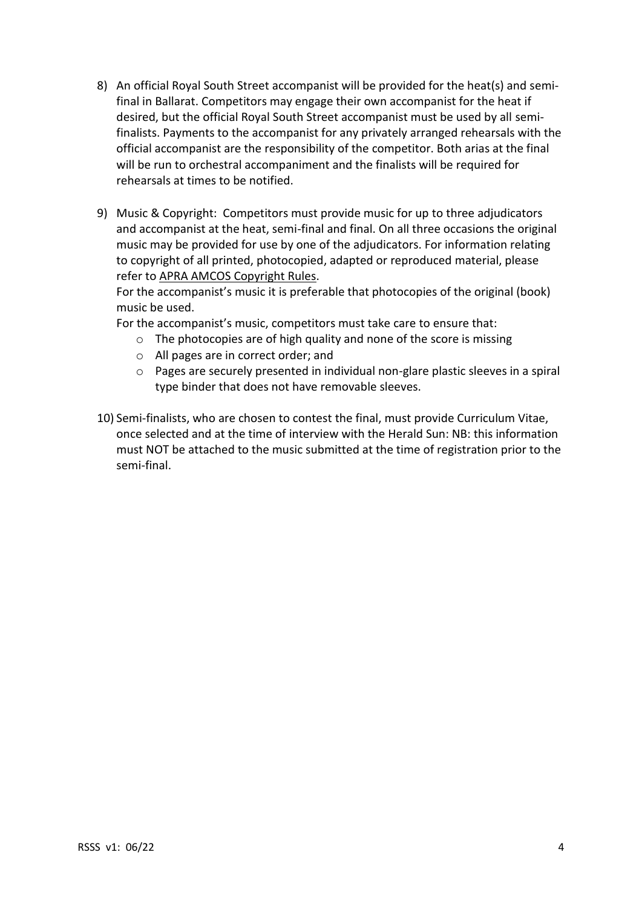8) An official Royal South Street accompanist will be provided for the heat(s) and semi-final in Ballarat. Competitors may engage their own accompanist for the heat if desired, but the official Royal South Street accompanist must be used by all semi-finalists. Payments to the accompanist for any privately arranged rehearsals with the official accompanist are the responsibility of the competitor. Both arias at the final will be run to orchestral accompaniment and the finalists will be required for rehearsals at times to be notified.

9) Music & Copyright: Competitors must provide music for up to three adjudicators and accompanist at the heat, semi-final and final. On all three occasions the original music may be provided for use by one of the adjudicators. For information relating to copyright of all printed, photocopied, adapted or reproduced material, please refer to APRA AMCOS Copyright Rules.

   For the accompanist's music it is preferable that photocopies of the original (book) music be used.

   For the accompanist's music, competitors must take care to ensure that:

   - The photocopies are of high quality and none of the score is missing
   - All pages are in correct order; and
   - Pages are securely presented in individual non-glare plastic sleeves in a spiral type binder that does not have removable sleeves.

10) Semi-finalists, who are chosen to contest the final, must provide Curriculum Vitae, once selected and at the time of interview with the Herald Sun: NB: this information must NOT be attached to the music submitted at the time of registration prior to the semi-final.